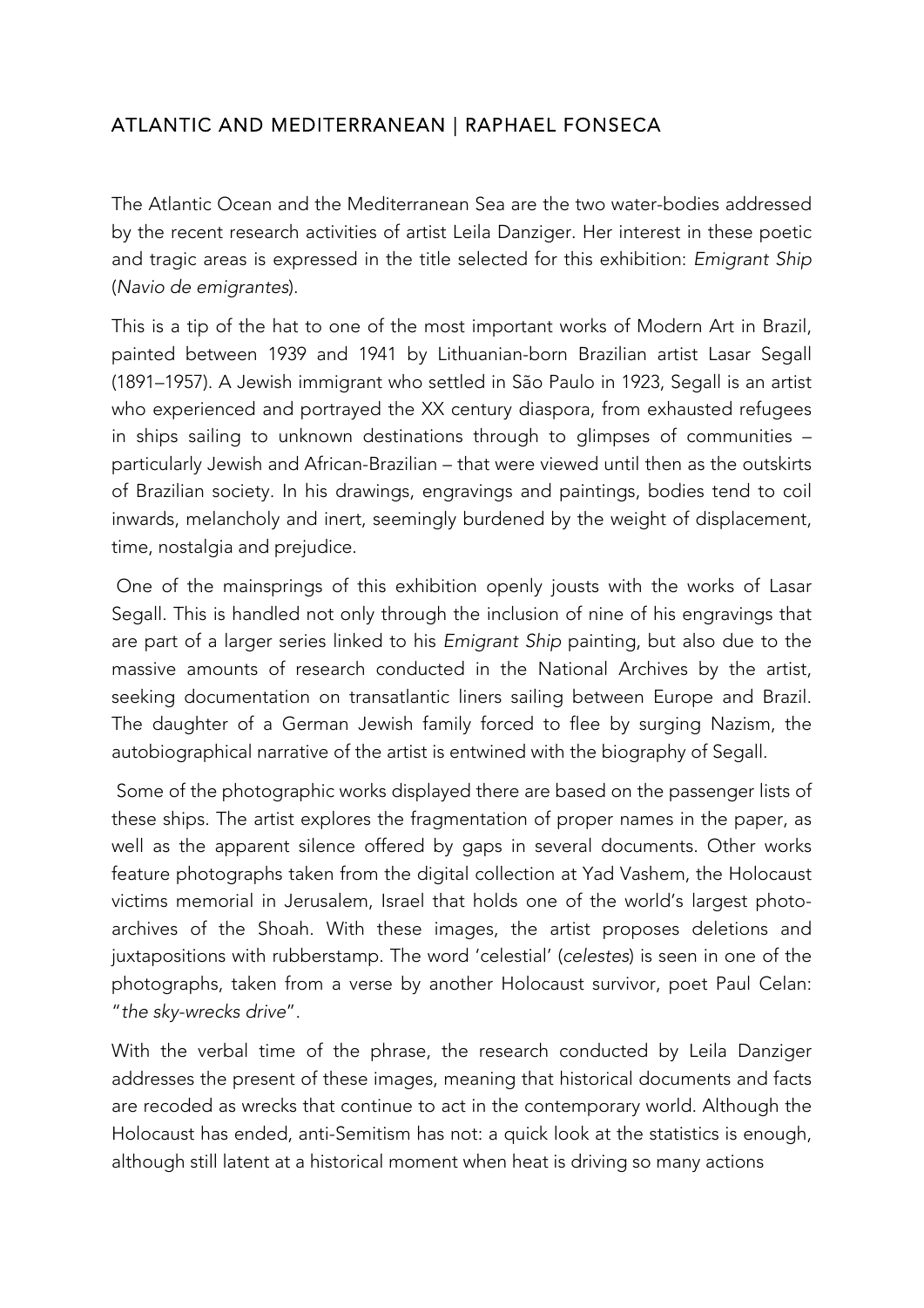## ATLANTIC AND MEDITERRANEAN | RAPHAEL FONSECA

The Atlantic Ocean and the Mediterranean Sea are the two water-bodies addressed by the recent research activities of artist Leila Danziger. Her interest in these poetic and tragic areas is expressed in the title selected for this exhibition: *Emigrant Ship* (*Navio de emigrantes*).

This is a tip of the hat to one of the most important works of Modern Art in Brazil, painted between 1939 and 1941 by Lithuanian-born Brazilian artist Lasar Segall (1891–1957). A Jewish immigrant who settled in São Paulo in 1923, Segall is an artist who experienced and portrayed the XX century diaspora, from exhausted refugees in ships sailing to unknown destinations through to glimpses of communities – particularly Jewish and African-Brazilian – that were viewed until then as the outskirts of Brazilian society. In his drawings, engravings and paintings, bodies tend to coil inwards, melancholy and inert, seemingly burdened by the weight of displacement, time, nostalgia and prejudice.

One of the mainsprings of this exhibition openly jousts with the works of Lasar Segall. This is handled not only through the inclusion of nine of his engravings that are part of a larger series linked to his *Emigrant Ship* painting, but also due to the massive amounts of research conducted in the National Archives by the artist, seeking documentation on transatlantic liners sailing between Europe and Brazil. The daughter of a German Jewish family forced to flee by surging Nazism, the autobiographical narrative of the artist is entwined with the biography of Segall.

Some of the photographic works displayed there are based on the passenger lists of these ships. The artist explores the fragmentation of proper names in the paper, as well as the apparent silence offered by gaps in several documents. Other works feature photographs taken from the digital collection at Yad Vashem, the Holocaust victims memorial in Jerusalem, Israel that holds one of the world's largest photo-archives of the Shoah. With these images, the artist proposes deletions and juxtapositions with rubberstamp. The word 'celestial' (*celestes*) is seen in one of the photographs, taken from a verse by another Holocaust survivor, poet Paul Celan: "*the sky-wrecks drive*".

With the verbal time of the phrase, the research conducted by Leila Danziger addresses the present of these images, meaning that historical documents and facts are recoded as wrecks that continue to act in the contemporary world. Although the Holocaust has ended, anti-Semitism has not: a quick look at the statistics is enough, although still latent at a historical moment when heat is driving so many actions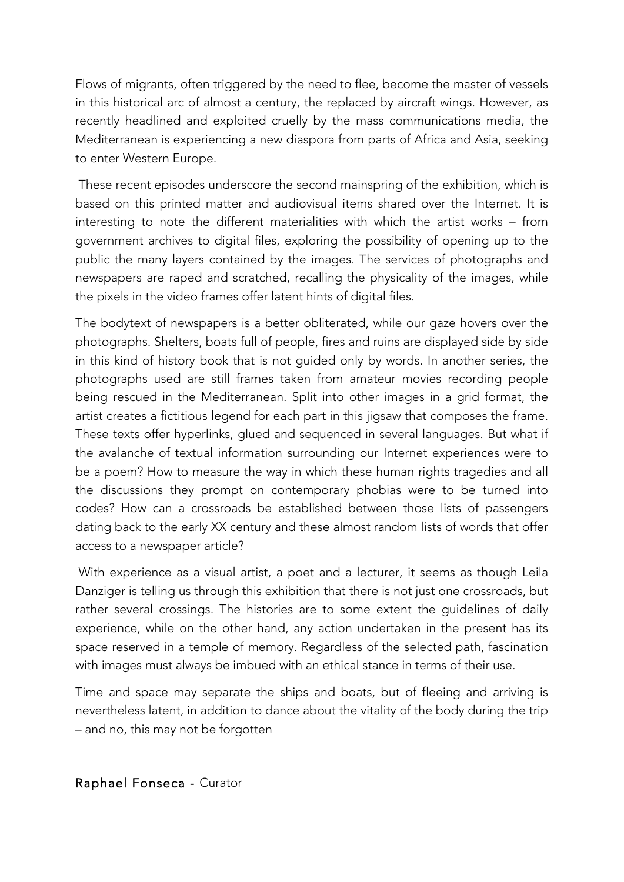Flows of migrants, often triggered by the need to flee, become the master of vessels in this historical arc of almost a century, the replaced by aircraft wings. However, as recently headlined and exploited cruelly by the mass communications media, the Mediterranean is experiencing a new diaspora from parts of Africa and Asia, seeking to enter Western Europe.

These recent episodes underscore the second mainspring of the exhibition, which is based on this printed matter and audiovisual items shared over the Internet. It is interesting to note the different materialities with which the artist works – from government archives to digital files, exploring the possibility of opening up to the public the many layers contained by the images. The services of photographs and newspapers are raped and scratched, recalling the physicality of the images, while the pixels in the video frames offer latent hints of digital files.

The bodytext of newspapers is a better obliterated, while our gaze hovers over the photographs. Shelters, boats full of people, fires and ruins are displayed side by side in this kind of history book that is not guided only by words. In another series, the photographs used are still frames taken from amateur movies recording people being rescued in the Mediterranean. Split into other images in a grid format, the artist creates a fictitious legend for each part in this jigsaw that composes the frame. These texts offer hyperlinks, glued and sequenced in several languages. But what if the avalanche of textual information surrounding our Internet experiences were to be a poem? How to measure the way in which these human rights tragedies and all the discussions they prompt on contemporary phobias were to be turned into codes? How can a crossroads be established between those lists of passengers dating back to the early XX century and these almost random lists of words that offer access to a newspaper article?

With experience as a visual artist, a poet and a lecturer, it seems as though Leila Danziger is telling us through this exhibition that there is not just one crossroads, but rather several crossings. The histories are to some extent the guidelines of daily experience, while on the other hand, any action undertaken in the present has its space reserved in a temple of memory. Regardless of the selected path, fascination with images must always be imbued with an ethical stance in terms of their use.

Time and space may separate the ships and boats, but of fleeing and arriving is nevertheless latent, in addition to dance about the vitality of the body during the trip – and no, this may not be forgotten

Raphael Fonseca - Curator